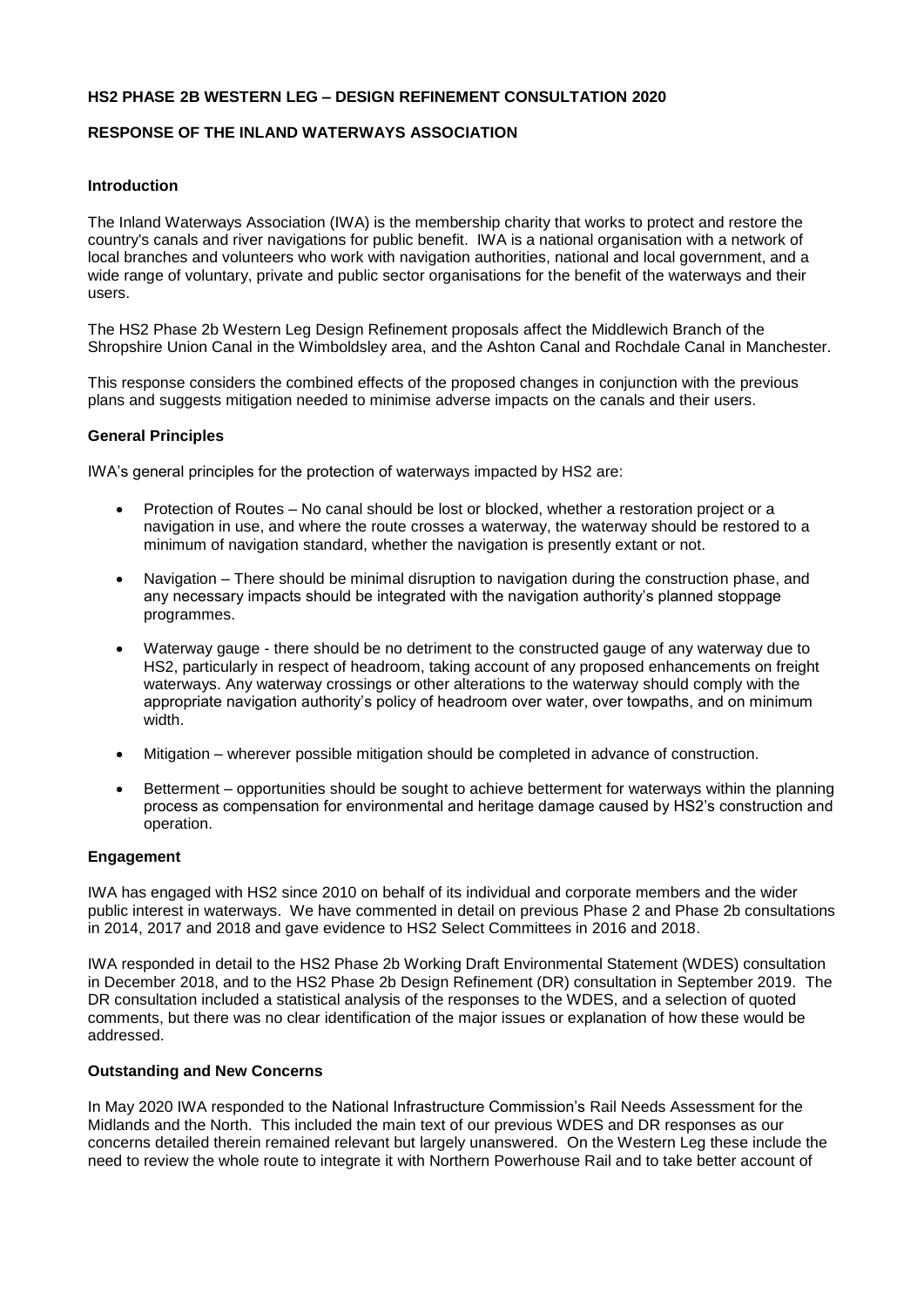# HS2 PHASE 2B WESTERN LEG – DESIGN REFINEMENT CONSULTATION 2020

## RESPONSE OF THE INLAND WATERWAYS ASSOCIATION

### Introduction

The Inland Waterways Association (IWA) is the membership charity that works to protect and restore the country's canals and river navigations for public benefit. IWA is a national organisation with a network of local branches and volunteers who work with navigation authorities, national and local government, and a wide range of voluntary, private and public sector organisations for the benefit of the waterways and their users.

The HS2 Phase 2b Western Leg Design Refinement proposals affect the Middlewich Branch of the Shropshire Union Canal in the Wimboldsley area, and the Ashton Canal and Rochdale Canal in Manchester.

This response considers the combined effects of the proposed changes in conjunction with the previous plans and suggests mitigation needed to minimise adverse impacts on the canals and their users.

### General Principles

IWA's general principles for the protection of waterways impacted by HS2 are:

- Protection of Routes – No canal should be lost or blocked, whether a restoration project or a navigation in use, and where the route crosses a waterway, the waterway should be restored to a minimum of navigation standard, whether the navigation is presently extant or not.
- Navigation – There should be minimal disruption to navigation during the construction phase, and any necessary impacts should be integrated with the navigation authority's planned stoppage programmes.
- Waterway gauge - there should be no detriment to the constructed gauge of any waterway due to HS2, particularly in respect of headroom, taking account of any proposed enhancements on freight waterways. Any waterway crossings or other alterations to the waterway should comply with the appropriate navigation authority's policy of headroom over water, over towpaths, and on minimum width.
- Mitigation – wherever possible mitigation should be completed in advance of construction.
- Betterment – opportunities should be sought to achieve betterment for waterways within the planning process as compensation for environmental and heritage damage caused by HS2's construction and operation.

### Engagement

IWA has engaged with HS2 since 2010 on behalf of its individual and corporate members and the wider public interest in waterways. We have commented in detail on previous Phase 2 and Phase 2b consultations in 2014, 2017 and 2018 and gave evidence to HS2 Select Committees in 2016 and 2018.

IWA responded in detail to the HS2 Phase 2b Working Draft Environmental Statement (WDES) consultation in December 2018, and to the HS2 Phase 2b Design Refinement (DR) consultation in September 2019. The DR consultation included a statistical analysis of the responses to the WDES, and a selection of quoted comments, but there was no clear identification of the major issues or explanation of how these would be addressed.

### Outstanding and New Concerns

In May 2020 IWA responded to the National Infrastructure Commission's Rail Needs Assessment for the Midlands and the North. This included the main text of our previous WDES and DR responses as our concerns detailed therein remained relevant but largely unanswered. On the Western Leg these include the need to review the whole route to integrate it with Northern Powerhouse Rail and to take better account of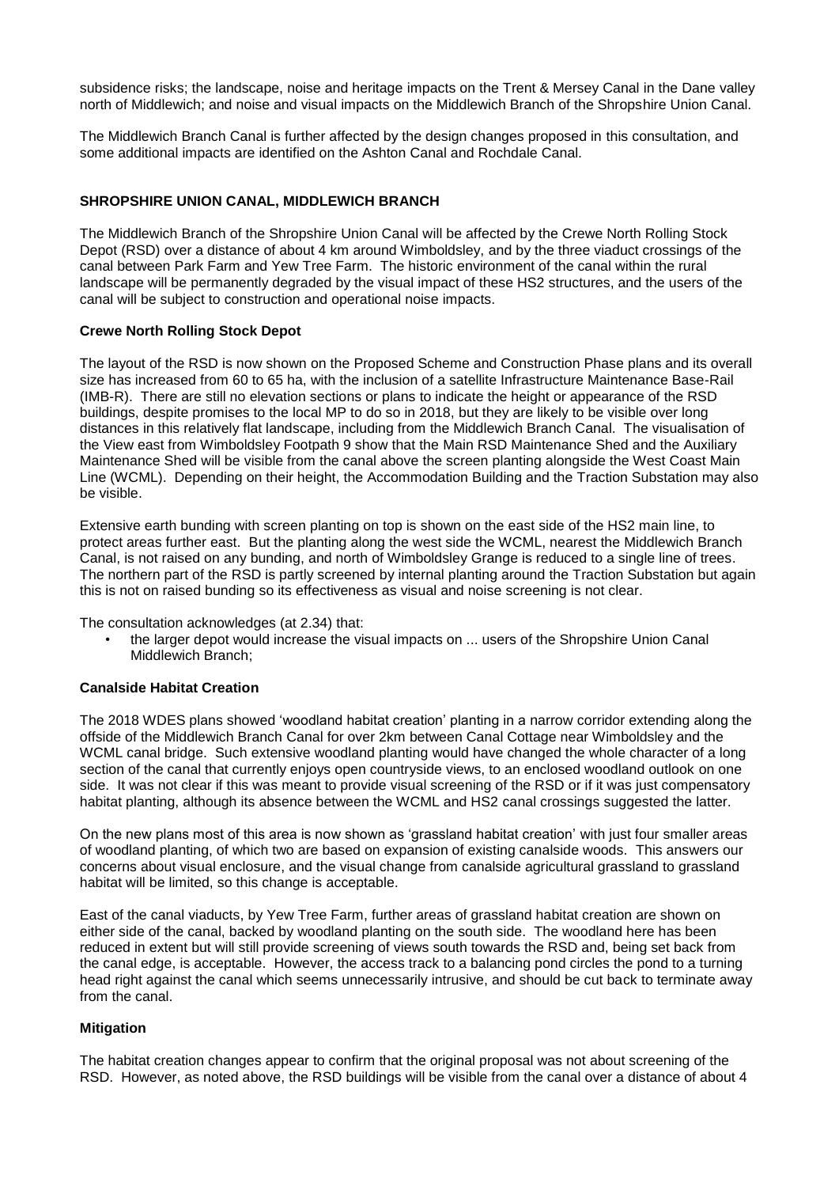subsidence risks; the landscape, noise and heritage impacts on the Trent & Mersey Canal in the Dane valley north of Middlewich; and noise and visual impacts on the Middlewich Branch of the Shropshire Union Canal.

The Middlewich Branch Canal is further affected by the design changes proposed in this consultation, and some additional impacts are identified on the Ashton Canal and Rochdale Canal.

## SHROPSHIRE UNION CANAL, MIDDLEWICH BRANCH

The Middlewich Branch of the Shropshire Union Canal will be affected by the Crewe North Rolling Stock Depot (RSD) over a distance of about 4 km around Wimboldsley, and by the three viaduct crossings of the canal between Park Farm and Yew Tree Farm. The historic environment of the canal within the rural landscape will be permanently degraded by the visual impact of these HS2 structures, and the users of the canal will be subject to construction and operational noise impacts.

### Crewe North Rolling Stock Depot

The layout of the RSD is now shown on the Proposed Scheme and Construction Phase plans and its overall size has increased from 60 to 65 ha, with the inclusion of a satellite Infrastructure Maintenance Base-Rail (IMB-R). There are still no elevation sections or plans to indicate the height or appearance of the RSD buildings, despite promises to the local MP to do so in 2018, but they are likely to be visible over long distances in this relatively flat landscape, including from the Middlewich Branch Canal. The visualisation of the View east from Wimboldsley Footpath 9 show that the Main RSD Maintenance Shed and the Auxiliary Maintenance Shed will be visible from the canal above the screen planting alongside the West Coast Main Line (WCML). Depending on their height, the Accommodation Building and the Traction Substation may also be visible.

Extensive earth bunding with screen planting on top is shown on the east side of the HS2 main line, to protect areas further east. But the planting along the west side the WCML, nearest the Middlewich Branch Canal, is not raised on any bunding, and north of Wimboldsley Grange is reduced to a single line of trees. The northern part of the RSD is partly screened by internal planting around the Traction Substation but again this is not on raised bunding so its effectiveness as visual and noise screening is not clear.

The consultation acknowledges (at 2.34) that:

- the larger depot would increase the visual impacts on ... users of the Shropshire Union Canal Middlewich Branch;

### Canalside Habitat Creation

The 2018 WDES plans showed 'woodland habitat creation' planting in a narrow corridor extending along the offside of the Middlewich Branch Canal for over 2km between Canal Cottage near Wimboldsley and the WCML canal bridge. Such extensive woodland planting would have changed the whole character of a long section of the canal that currently enjoys open countryside views, to an enclosed woodland outlook on one side. It was not clear if this was meant to provide visual screening of the RSD or if it was just compensatory habitat planting, although its absence between the WCML and HS2 canal crossings suggested the latter.

On the new plans most of this area is now shown as 'grassland habitat creation' with just four smaller areas of woodland planting, of which two are based on expansion of existing canalside woods. This answers our concerns about visual enclosure, and the visual change from canalside agricultural grassland to grassland habitat will be limited, so this change is acceptable.

East of the canal viaducts, by Yew Tree Farm, further areas of grassland habitat creation are shown on either side of the canal, backed by woodland planting on the south side. The woodland here has been reduced in extent but will still provide screening of views south towards the RSD and, being set back from the canal edge, is acceptable. However, the access track to a balancing pond circles the pond to a turning head right against the canal which seems unnecessarily intrusive, and should be cut back to terminate away from the canal.

### Mitigation

The habitat creation changes appear to confirm that the original proposal was not about screening of the RSD. However, as noted above, the RSD buildings will be visible from the canal over a distance of about 4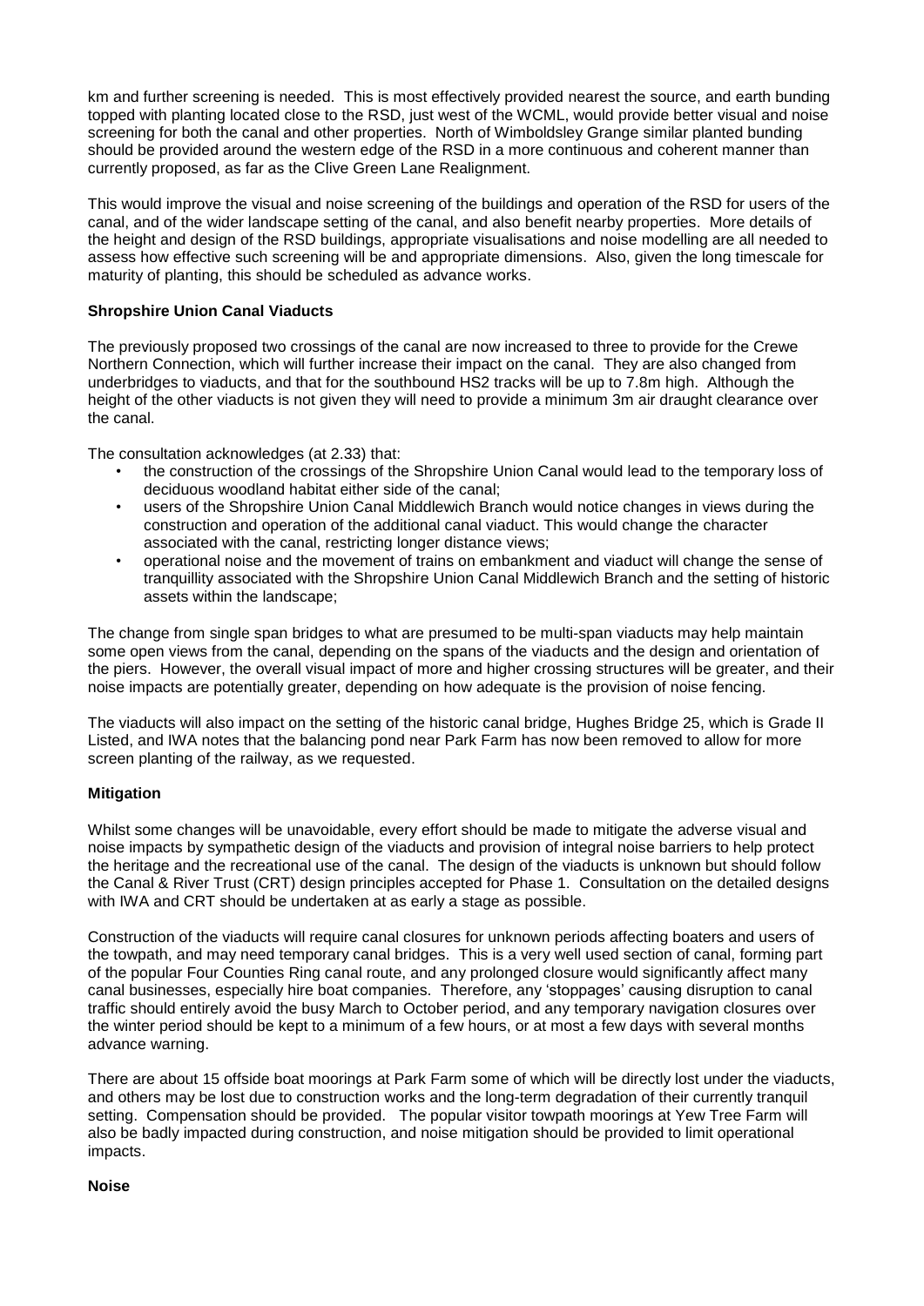km and further screening is needed. This is most effectively provided nearest the source, and earth bunding topped with planting located close to the RSD, just west of the WCML, would provide better visual and noise screening for both the canal and other properties. North of Wimboldsley Grange similar planted bunding should be provided around the western edge of the RSD in a more continuous and coherent manner than currently proposed, as far as the Clive Green Lane Realignment.

This would improve the visual and noise screening of the buildings and operation of the RSD for users of the canal, and of the wider landscape setting of the canal, and also benefit nearby properties. More details of the height and design of the RSD buildings, appropriate visualisations and noise modelling are all needed to assess how effective such screening will be and appropriate dimensions. Also, given the long timescale for maturity of planting, this should be scheduled as advance works.

**Shropshire Union Canal Viaducts**

The previously proposed two crossings of the canal are now increased to three to provide for the Crewe Northern Connection, which will further increase their impact on the canal. They are also changed from underbridges to viaducts, and that for the southbound HS2 tracks will be up to 7.8m high. Although the height of the other viaducts is not given they will need to provide a minimum 3m air draught clearance over the canal.

The consultation acknowledges (at 2.33) that:

- the construction of the crossings of the Shropshire Union Canal would lead to the temporary loss of deciduous woodland habitat either side of the canal;
- users of the Shropshire Union Canal Middlewich Branch would notice changes in views during the construction and operation of the additional canal viaduct. This would change the character associated with the canal, restricting longer distance views;
- operational noise and the movement of trains on embankment and viaduct will change the sense of tranquillity associated with the Shropshire Union Canal Middlewich Branch and the setting of historic assets within the landscape;

The change from single span bridges to what are presumed to be multi-span viaducts may help maintain some open views from the canal, depending on the spans of the viaducts and the design and orientation of the piers. However, the overall visual impact of more and higher crossing structures will be greater, and their noise impacts are potentially greater, depending on how adequate is the provision of noise fencing.

The viaducts will also impact on the setting of the historic canal bridge, Hughes Bridge 25, which is Grade II Listed, and IWA notes that the balancing pond near Park Farm has now been removed to allow for more screen planting of the railway, as we requested.

**Mitigation**

Whilst some changes will be unavoidable, every effort should be made to mitigate the adverse visual and noise impacts by sympathetic design of the viaducts and provision of integral noise barriers to help protect the heritage and the recreational use of the canal. The design of the viaducts is unknown but should follow the Canal & River Trust (CRT) design principles accepted for Phase 1. Consultation on the detailed designs with IWA and CRT should be undertaken at as early a stage as possible.

Construction of the viaducts will require canal closures for unknown periods affecting boaters and users of the towpath, and may need temporary canal bridges. This is a very well used section of canal, forming part of the popular Four Counties Ring canal route, and any prolonged closure would significantly affect many canal businesses, especially hire boat companies. Therefore, any 'stoppages' causing disruption to canal traffic should entirely avoid the busy March to October period, and any temporary navigation closures over the winter period should be kept to a minimum of a few hours, or at most a few days with several months advance warning.

There are about 15 offside boat moorings at Park Farm some of which will be directly lost under the viaducts, and others may be lost due to construction works and the long-term degradation of their currently tranquil setting. Compensation should be provided. The popular visitor towpath moorings at Yew Tree Farm will also be badly impacted during construction, and noise mitigation should be provided to limit operational impacts.

**Noise**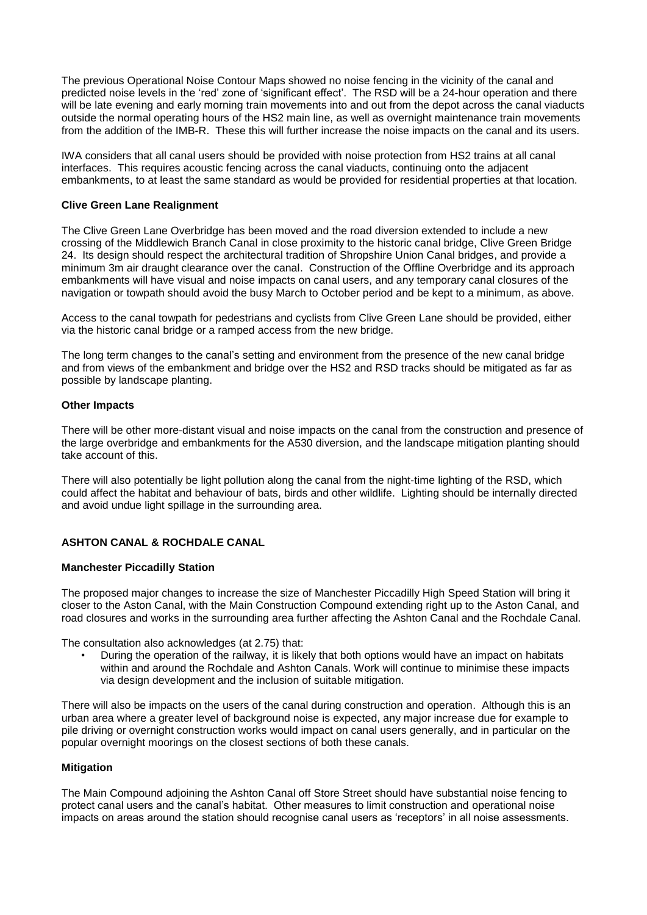The previous Operational Noise Contour Maps showed no noise fencing in the vicinity of the canal and predicted noise levels in the 'red' zone of 'significant effect'. The RSD will be a 24-hour operation and there will be late evening and early morning train movements into and out from the depot across the canal viaducts outside the normal operating hours of the HS2 main line, as well as overnight maintenance train movements from the addition of the IMB-R. These this will further increase the noise impacts on the canal and its users.

IWA considers that all canal users should be provided with noise protection from HS2 trains at all canal interfaces. This requires acoustic fencing across the canal viaducts, continuing onto the adjacent embankments, to at least the same standard as would be provided for residential properties at that location.

**Clive Green Lane Realignment**

The Clive Green Lane Overbridge has been moved and the road diversion extended to include a new crossing of the Middlewich Branch Canal in close proximity to the historic canal bridge, Clive Green Bridge 24. Its design should respect the architectural tradition of Shropshire Union Canal bridges, and provide a minimum 3m air draught clearance over the canal. Construction of the Offline Overbridge and its approach embankments will have visual and noise impacts on canal users, and any temporary canal closures of the navigation or towpath should avoid the busy March to October period and be kept to a minimum, as above.

Access to the canal towpath for pedestrians and cyclists from Clive Green Lane should be provided, either via the historic canal bridge or a ramped access from the new bridge.

The long term changes to the canal's setting and environment from the presence of the new canal bridge and from views of the embankment and bridge over the HS2 and RSD tracks should be mitigated as far as possible by landscape planting.

**Other Impacts**

There will be other more-distant visual and noise impacts on the canal from the construction and presence of the large overbridge and embankments for the A530 diversion, and the landscape mitigation planting should take account of this.

There will also potentially be light pollution along the canal from the night-time lighting of the RSD, which could affect the habitat and behaviour of bats, birds and other wildlife. Lighting should be internally directed and avoid undue light spillage in the surrounding area.

**ASHTON CANAL & ROCHDALE CANAL**

**Manchester Piccadilly Station**

The proposed major changes to increase the size of Manchester Piccadilly High Speed Station will bring it closer to the Aston Canal, with the Main Construction Compound extending right up to the Aston Canal, and road closures and works in the surrounding area further affecting the Ashton Canal and the Rochdale Canal.

The consultation also acknowledges (at 2.75) that:

- During the operation of the railway, it is likely that both options would have an impact on habitats within and around the Rochdale and Ashton Canals. Work will continue to minimise these impacts via design development and the inclusion of suitable mitigation.

There will also be impacts on the users of the canal during construction and operation. Although this is an urban area where a greater level of background noise is expected, any major increase due for example to pile driving or overnight construction works would impact on canal users generally, and in particular on the popular overnight moorings on the closest sections of both these canals.

**Mitigation**

The Main Compound adjoining the Ashton Canal off Store Street should have substantial noise fencing to protect canal users and the canal's habitat. Other measures to limit construction and operational noise impacts on areas around the station should recognise canal users as 'receptors' in all noise assessments.